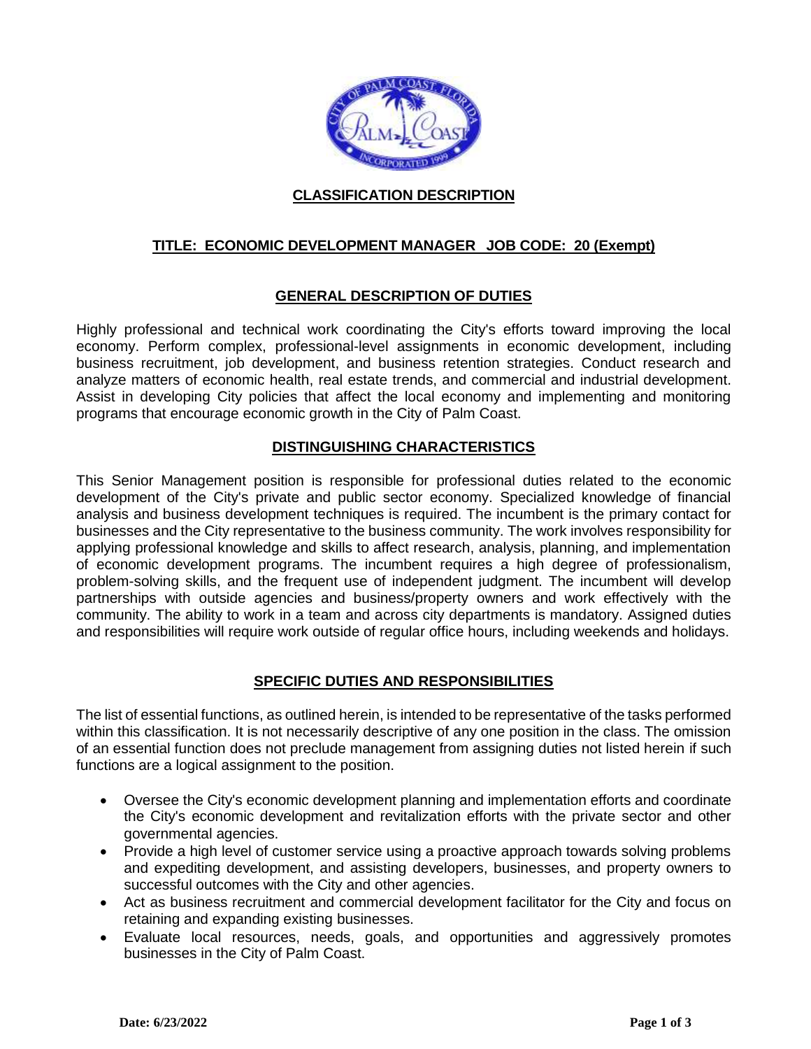## CLASSIFICATION DESCRIPTION

## TITLE: ECONOMIC DEVELOPMENT MANAGER JOB CODE: 20 (Exempt)

### GENERAL DESCRIPTION OF DUTIES

Highly professional and technical work coordinating the City's efforts toward improving the local economy. Perform complex, professional-level assignments in economic development, including business recruitment, job development, and business retention strategies. Conduct research and analyze matters of economic health, real estate trends, and commercial and industrial development. Assist in developing City policies that affect the local economy and implementing and monitoring programs that encourage economic growth in the City of Palm Coast.

### DISTINGUISHING CHARACTERISTICS

This Senior Management position is responsible for professional duties related to the economic development of the City's private and public sector economy. Specialized knowledge of financial analysis and business development techniques is required. The incumbent is the primary contact for businesses and the City representative to the business community. The work involves responsibility for applying professional knowledge and skills to affect research, analysis, planning, and implementation of economic development programs. The incumbent requires a high degree of professionalism, problem-solving skills, and the frequent use of independent judgment. The incumbent will develop partnerships with outside agencies and business/property owners and work effectively with the community. The ability to work in a team and across city departments is mandatory. Assigned duties and responsibilities will require work outside of regular office hours, including weekends and holidays.

### SPECIFIC DUTIES AND RESPONSIBILITIES

The list of essential functions, as outlined herein, is intended to be representative of the tasks performed within this classification. It is not necessarily descriptive of any one position in the class. The omission of an essential function does not preclude management from assigning duties not listed herein if such functions are a logical assignment to the position.

- Oversee the City's economic development planning and implementation efforts and coordinate the City's economic development and revitalization efforts with the private sector and other governmental agencies.
- Provide a high level of customer service using a proactive approach towards solving problems and expediting development, and assisting developers, businesses, and property owners to successful outcomes with the City and other agencies.
- Act as business recruitment and commercial development facilitator for the City and focus on retaining and expanding existing businesses.
- Evaluate local resources, needs, goals, and opportunities and aggressively promotes businesses in the City of Palm Coast.

**Date: 6/23/2022**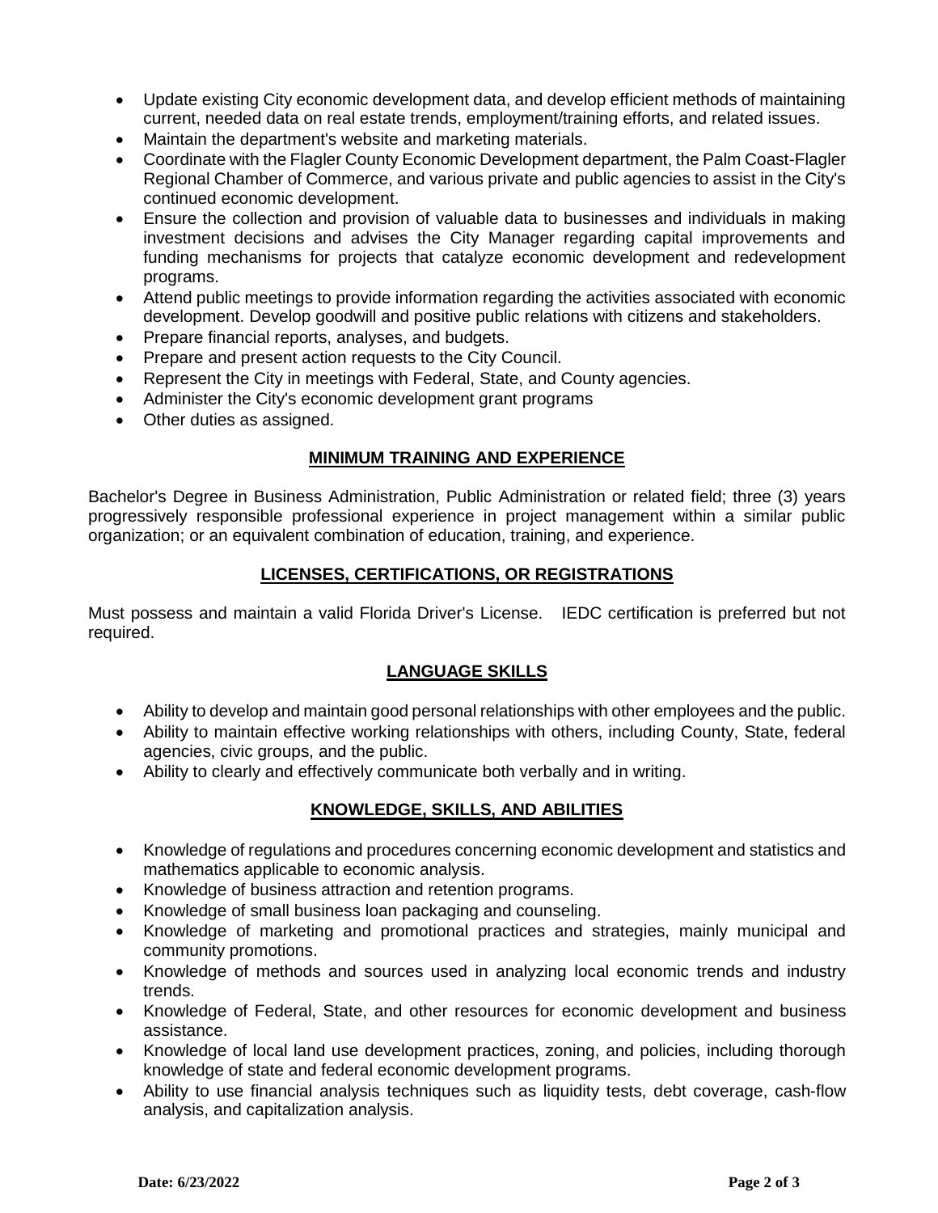- Update existing City economic development data, and develop efficient methods of maintaining current, needed data on real estate trends, employment/training efforts, and related issues.
- Maintain the department's website and marketing materials.
- Coordinate with the Flagler County Economic Development department, the Palm Coast-Flagler Regional Chamber of Commerce, and various private and public agencies to assist in the City's continued economic development.
- Ensure the collection and provision of valuable data to businesses and individuals in making investment decisions and advises the City Manager regarding capital improvements and funding mechanisms for projects that catalyze economic development and redevelopment programs.
- Attend public meetings to provide information regarding the activities associated with economic development. Develop goodwill and positive public relations with citizens and stakeholders.
- Prepare financial reports, analyses, and budgets.
- Prepare and present action requests to the City Council.
- Represent the City in meetings with Federal, State, and County agencies.
- Administer the City's economic development grant programs
- Other duties as assigned.

## MINIMUM TRAINING AND EXPERIENCE

Bachelor's Degree in Business Administration, Public Administration or related field; three (3) years progressively responsible professional experience in project management within a similar public organization; or an equivalent combination of education, training, and experience.

## LICENSES, CERTIFICATIONS, OR REGISTRATIONS

Must possess and maintain a valid Florida Driver's License. IEDC certification is preferred but not required.

## LANGUAGE SKILLS

- Ability to develop and maintain good personal relationships with other employees and the public.
- Ability to maintain effective working relationships with others, including County, State, federal agencies, civic groups, and the public.
- Ability to clearly and effectively communicate both verbally and in writing.

## KNOWLEDGE, SKILLS, AND ABILITIES

- Knowledge of regulations and procedures concerning economic development and statistics and mathematics applicable to economic analysis.
- Knowledge of business attraction and retention programs.
- Knowledge of small business loan packaging and counseling.
- Knowledge of marketing and promotional practices and strategies, mainly municipal and community promotions.
- Knowledge of methods and sources used in analyzing local economic trends and industry trends.
- Knowledge of Federal, State, and other resources for economic development and business assistance.
- Knowledge of local land use development practices, zoning, and policies, including thorough knowledge of state and federal economic development programs.
- Ability to use financial analysis techniques such as liquidity tests, debt coverage, cash-flow analysis, and capitalization analysis.

**Date: 6/23/2022**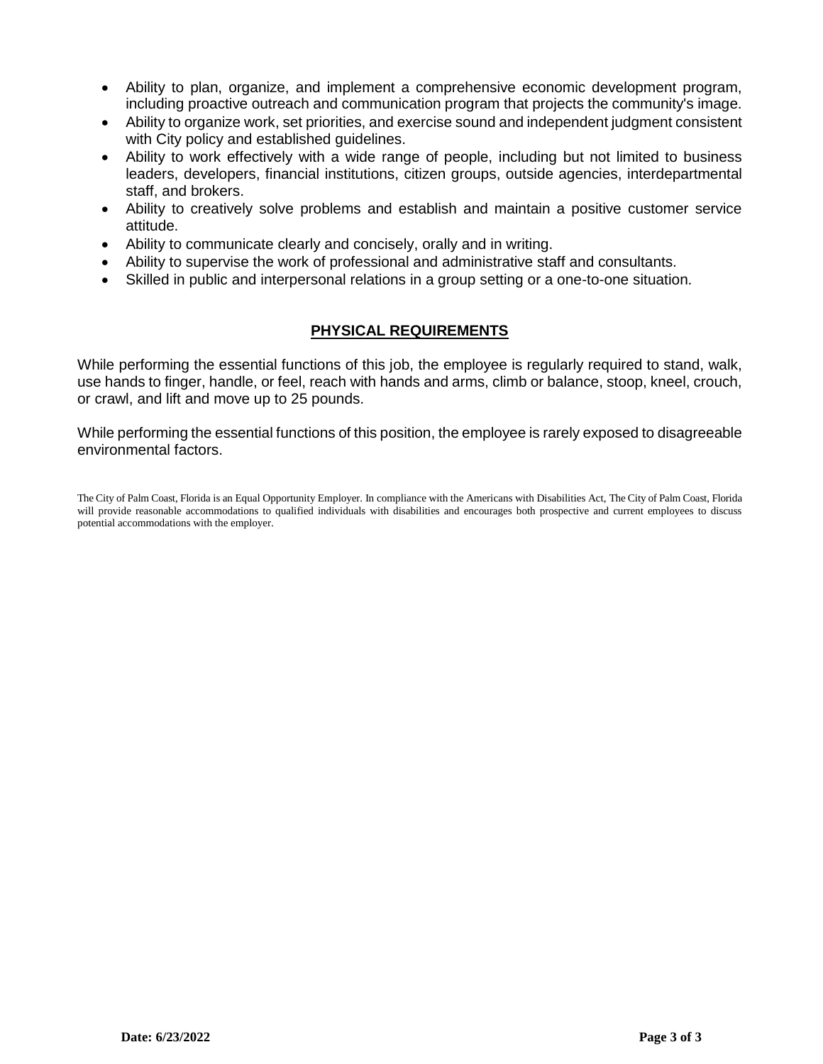- Ability to plan, organize, and implement a comprehensive economic development program, including proactive outreach and communication program that projects the community's image.
- Ability to organize work, set priorities, and exercise sound and independent judgment consistent with City policy and established guidelines.
- Ability to work effectively with a wide range of people, including but not limited to business leaders, developers, financial institutions, citizen groups, outside agencies, interdepartmental staff, and brokers.
- Ability to creatively solve problems and establish and maintain a positive customer service attitude.
- Ability to communicate clearly and concisely, orally and in writing.
- Ability to supervise the work of professional and administrative staff and consultants.
- Skilled in public and interpersonal relations in a group setting or a one-to-one situation.

## PHYSICAL REQUIREMENTS

While performing the essential functions of this job, the employee is regularly required to stand, walk, use hands to finger, handle, or feel, reach with hands and arms, climb or balance, stoop, kneel, crouch, or crawl, and lift and move up to 25 pounds.

While performing the essential functions of this position, the employee is rarely exposed to disagreeable environmental factors.

The City of Palm Coast, Florida is an Equal Opportunity Employer. In compliance with the Americans with Disabilities Act, The City of Palm Coast, Florida will provide reasonable accommodations to qualified individuals with disabilities and encourages both prospective and current employees to discuss potential accommodations with the employer.

**Date: 6/23/2022**